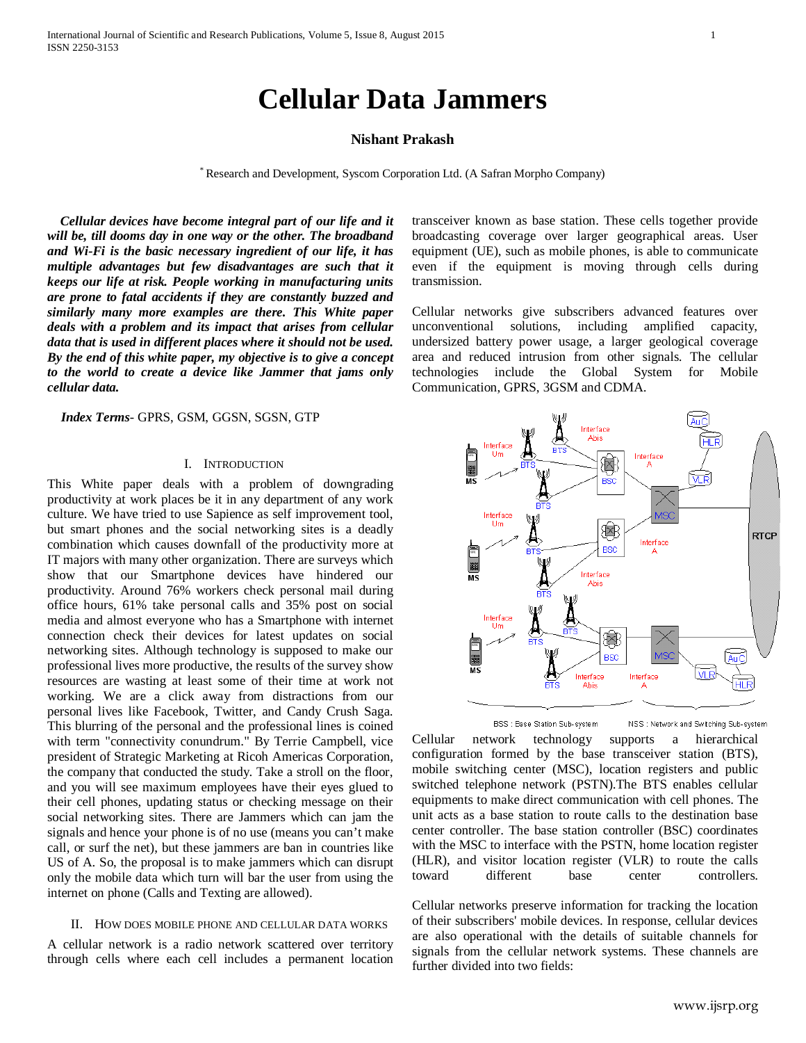# Cellular Data Jammers

**Nishant Prakash**

* Research and Development, Syscom Corporation Ltd. (A Safran Morpho Company)

***Cellular devices have become integral part of our life and it will be, till dooms day in one way or the other. The broadband and Wi-Fi is the basic necessary ingredient of our life, it has multiple advantages but few disadvantages are such that it keeps our life at risk. People working in manufacturing units are prone to fatal accidents if they are constantly buzzed and similarly many more examples are there. This White paper deals with a problem and its impact that arises from cellular data that is used in different places where it should not be used. By the end of this white paper, my objective is to give a concept to the world to create a device like Jammer that jams only cellular data.***

***Index Terms***- GPRS, GSM, GGSN, SGSN, GTP

## I. Introduction

This White paper deals with a problem of downgrading productivity at work places be it in any department of any work culture. We have tried to use Sapience as self improvement tool, but smart phones and the social networking sites is a deadly combination which causes downfall of the productivity more at IT majors with many other organization. There are surveys which show that our Smartphone devices have hindered our productivity. Around 76% workers check personal mail during office hours, 61% take personal calls and 35% post on social media and almost everyone who has a Smartphone with internet connection check their devices for latest updates on social networking sites. Although technology is supposed to make our professional lives more productive, the results of the survey show resources are wasting at least some of their time at work not working. We are a click away from distractions from our personal lives like Facebook, Twitter, and Candy Crush Saga. This blurring of the personal and the professional lines is called with term "connectivity conundrum." By Terrie Campbell, vice president of Strategic Marketing at Ricoh Americas Corporation, the company that conducted the study. Take a stroll on the floor, and you will see maximum employees have their eyes glued to their cell phones, updating status or checking message on their social networking sites. There are Jammers which can jam the signals and hence your phone is of no use (means you can't make call, or surf the net), but these jammers are ban in countries like US of A. So, the proposal is to make jammers which can disrupt only the mobile data which turn will bar the user from using the internet on phone (Calls and Texting are allowed).

## II. How does mobile phone and cellular data works

A cellular network is a radio network scattered over territory through cells where each cell includes a permanent location transceiver known as base station. These cells together provide broadcasting coverage over larger geographical areas. User equipment (UE), such as mobile phones, is able to communicate even if the equipment is moving through cells during transmission.

Cellular networks give subscribers advanced features over unconventional solutions, including amplified capacity, undersized battery power usage, a larger geological coverage area and reduced intrusion from other signals. The cellular technologies include the Global System for Mobile Communication, GPRS, 3GSM and CDMA.

BSS : Base Station Sub-system    NSS : Network and Switching Sub-system

Cellular network technology supports a hierarchical configuration formed by the base transceiver station (BTS), mobile switching center (MSC), location registers and public switched telephone network (PSTN).The BTS enables cellular equipments to make direct communication with cell phones. The unit acts as a base station to route calls to the destination base center controller. The base station controller (BSC) coordinates with the MSC to interface with the PSTN, home location register (HLR), and visitor location register (VLR) to route the calls toward different base center controllers.

Cellular networks preserve information for tracking the location of their subscribers' mobile devices. In response, cellular devices are also operational with the details of suitable channels for signals from the cellular network systems. These channels are further divided into two fields: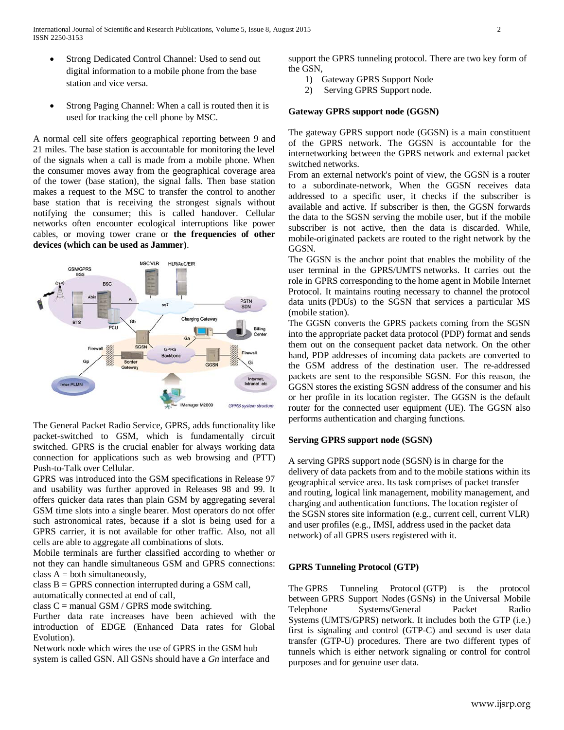- Strong Dedicated Control Channel: Used to send out digital information to a mobile phone from the base station and vice versa.

- Strong Paging Channel: When a call is routed then it is used for tracking the cell phone by MSC.

A normal cell site offers geographical reporting between 9 and 21 miles. The base station is accountable for monitoring the level of the signals when a call is made from a mobile phone. When the consumer moves away from the geographical coverage area of the tower (base station), the signal falls. Then base station makes a request to the MSC to transfer the control to another base station that is receiving the strongest signals without notifying the consumer; this is called handover. Cellular networks often encounter ecological interruptions like power cables, or moving tower crane or **the frequencies of other devices (which can be used as Jammer)**.

The General Packet Radio Service, GPRS, adds functionality like packet-switched to GSM, which is fundamentally circuit switched. GPRS is the crucial enabler for always working data connection for applications such as web browsing and (PTT) Push-to-Talk over Cellular.

GPRS was introduced into the GSM specifications in Release 97 and usability was further approved in Releases 98 and 99. It offers quicker data rates than plain GSM by aggregating several GSM time slots into a single bearer. Most operators do not offer such astronomical rates, because if a slot is being used for a GPRS carrier, it is not available for other traffic. Also, not all cells are able to aggregate all combinations of slots.

Mobile terminals are further classified according to whether or not they can handle simultaneous GSM and GPRS connections:
class A = both simultaneously,
class B = GPRS connection interrupted during a GSM call, automatically connected at end of call,
class C = manual GSM / GPRS mode switching.

Further data rate increases have been achieved with the introduction of EDGE (Enhanced Data rates for Global Evolution).

Network node which wires the use of GPRS in the GSM hub system is called GSN. All GSNs should have a *Gn* interface and support the GPRS tunneling protocol. There are two key form of the GSN,

1) Gateway GPRS Support Node
2) Serving GPRS Support node.

**Gateway GPRS support node (GGSN)**

The gateway GPRS support node (GGSN) is a main constituent of the GPRS network. The GGSN is accountable for the internetworking between the GPRS network and external packet switched networks.

From an external network's point of view, the GGSN is a router to a subordinate-network, When the GGSN receives data addressed to a specific user, it checks if the subscriber is available and active. If subscriber is then, the GGSN forwards the data to the SGSN serving the mobile user, but if the mobile subscriber is not active, then the data is discarded. While, mobile-originated packets are routed to the right network by the GGSN.

The GGSN is the anchor point that enables the mobility of the user terminal in the GPRS/UMTS networks. It carries out the role in GPRS corresponding to the home agent in Mobile Internet Protocol. It maintains routing necessary to channel the protocol data units (PDUs) to the SGSN that services a particular MS (mobile station).

The GGSN converts the GPRS packets coming from the SGSN into the appropriate packet data protocol (PDP) format and sends them out on the consequent packet data network. On the other hand, PDP addresses of incoming data packets are converted to the GSM address of the destination user. The re-addressed packets are sent to the responsible SGSN. For this reason, the GGSN stores the existing SGSN address of the consumer and his or her profile in its location register. The GGSN is the default router for the connected user equipment (UE). The GGSN also performs authentication and charging functions.

**Serving GPRS support node (SGSN)**

A serving GPRS support node (SGSN) is in charge for the delivery of data packets from and to the mobile stations within its geographical service area. Its task comprises of packet transfer and routing, logical link management, mobility management, and charging and authentication functions. The location register of the SGSN stores site information (e.g., current cell, current VLR) and user profiles (e.g., IMSI, address used in the packet data network) of all GPRS users registered with it.

**GPRS Tunneling Protocol (GTP)**

The GPRS Tunneling Protocol (GTP) is the protocol between GPRS Support Nodes (GSNs) in the Universal Mobile Telephone Systems/General Packet Radio Systems (UMTS/GPRS) network. It includes both the GTP (i.e.) first is signaling and control (GTP-C) and second is user data transfer (GTP-U) procedures. There are two different types of tunnels which is either network signaling or control for control purposes and for genuine user data.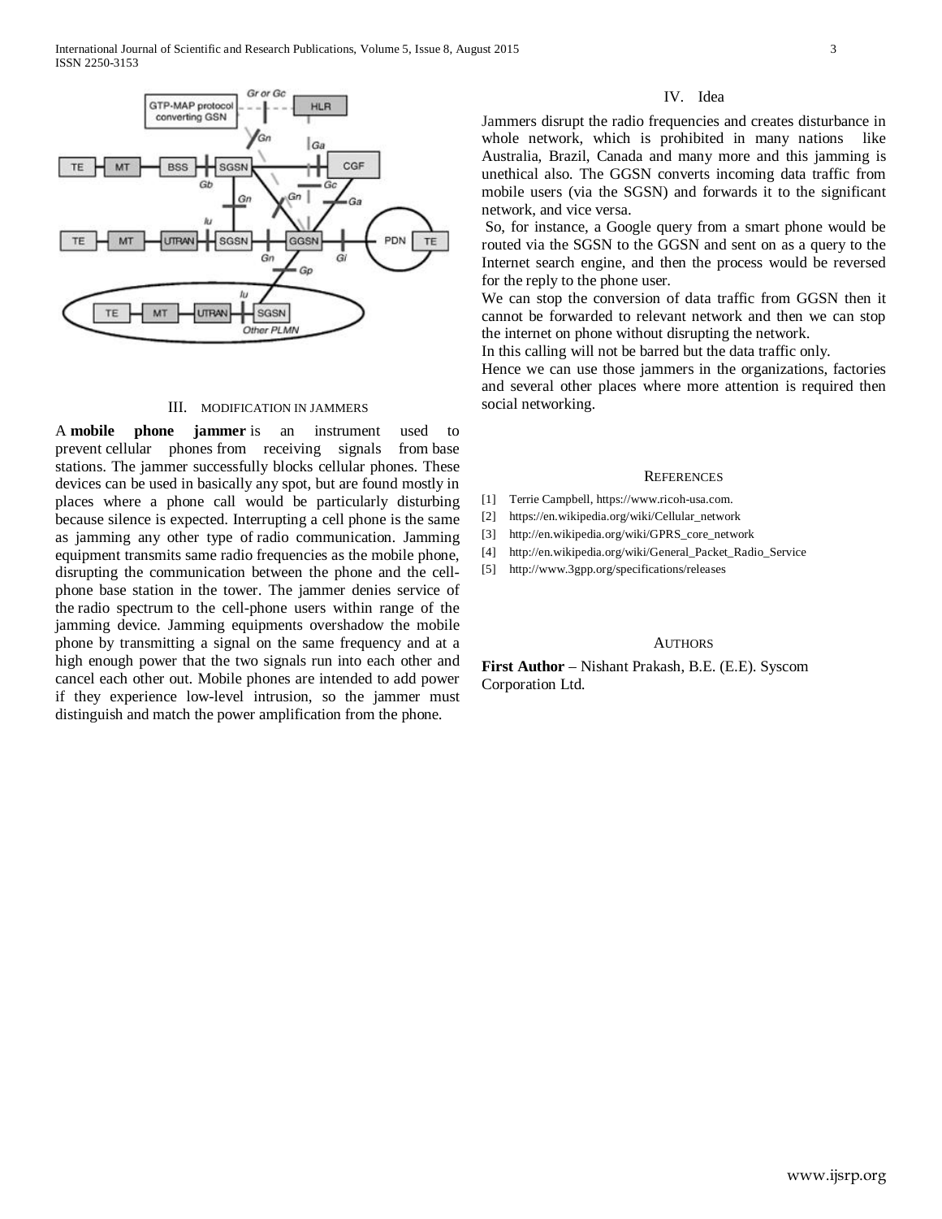Gr or Gc
GTP-MAP protocol converting GSN
HLR
Gn
Ga
TE
MT
BSS
SGSN
CGF
Gb
Gc
Gn
Gn
Ga
Iu
TE
MT
UTRAN
SGSN
GGSN
PDN
TE
Gn
Gi
Gp
Iu
TE
MT
UTRAN
SGSN
Other PLMN

### III. Modification in Jammers

A **mobile phone jammer** is an instrument used to prevent cellular phones from receiving signals from base stations. The jammer successfully blocks cellular phones. These devices can be used in basically any spot, but are found mostly in places where a phone call would be particularly disturbing because silence is expected. Interrupting a cell phone is the same as jamming any other type of radio communication. Jamming equipment transmits same radio frequencies as the mobile phone, disrupting the communication between the phone and the cell-phone base station in the tower. The jammer denies service of the radio spectrum to the cell-phone users within range of the jamming device. Jamming equipments overshadow the mobile phone by transmitting a signal on the same frequency and at a high enough power that the two signals run into each other and cancel each other out. Mobile phones are intended to add power if they experience low-level intrusion, so the jammer must distinguish and match the power amplification from the phone.

### IV. Idea

Jammers disrupt the radio frequencies and creates disturbance in whole network, which is prohibited in many nations like Australia, Brazil, Canada and many more and this jamming is unethical also. The GGSN converts incoming data traffic from mobile users (via the SGSN) and forwards it to the significant network, and vice versa.

So, for instance, a Google query from a smart phone would be routed via the SGSN to the GGSN and sent on as a query to the Internet search engine, and then the process would be reversed for the reply to the phone user.

We can stop the conversion of data traffic from GGSN then it cannot be forwarded to relevant network and then we can stop the internet on phone without disrupting the network.

In this calling will not be barred but the data traffic only.

Hence we can use those jammers in the organizations, factories and several other places where more attention is required then social networking.

### References

[1] Terrie Campbell, https://www.ricoh-usa.com.
[2] https://en.wikipedia.org/wiki/Cellular_network
[3] http://en.wikipedia.org/wiki/GPRS_core_network
[4] http://en.wikipedia.org/wiki/General_Packet_Radio_Service
[5] http://www.3gpp.org/specifications/releases

### Authors

**First Author** – Nishant Prakash, B.E. (E.E). Syscom Corporation Ltd.